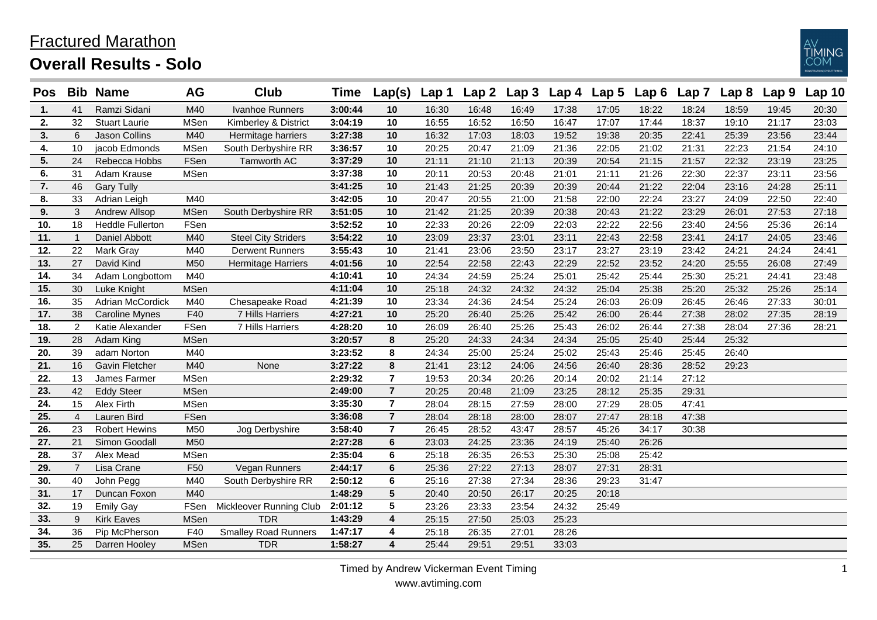# Fractured Marathon

## Overall Results - Solo

| Pos | Bib | Name | AG | Club | Time | Lap(s) | Lap 1 | Lap 2 | Lap 3 | Lap 4 | Lap 5 | Lap 6 | Lap 7 | Lap 8 | Lap 9 | Lap 10 |
|---|---|---|---|---|---|---|---|---|---|---|---|---|---|---|---|---|
| 1. | 41 | Ramzi Sidani | M40 | Ivanhoe Runners | 3:00:44 | 10 | 16:30 | 16:48 | 16:49 | 17:38 | 17:05 | 18:22 | 18:24 | 18:59 | 19:45 | 20:30 |
| 2. | 32 | Stuart Laurie | MSen | Kimberley & District | 3:04:19 | 10 | 16:55 | 16:52 | 16:50 | 16:47 | 17:07 | 17:44 | 18:37 | 19:10 | 21:17 | 23:03 |
| 3. | 6 | Jason Collins | M40 | Hermitage harriers | 3:27:38 | 10 | 16:32 | 17:03 | 18:03 | 19:52 | 19:38 | 20:35 | 22:41 | 25:39 | 23:56 | 23:44 |
| 4. | 10 | jacob Edmonds | MSen | South Derbyshire RR | 3:36:57 | 10 | 20:25 | 20:47 | 21:09 | 21:36 | 22:05 | 21:02 | 21:31 | 22:23 | 21:54 | 24:10 |
| 5. | 24 | Rebecca Hobbs | FSen | Tamworth AC | 3:37:29 | 10 | 21:11 | 21:10 | 21:13 | 20:39 | 20:54 | 21:15 | 21:57 | 22:32 | 23:19 | 23:25 |
| 6. | 31 | Adam Krause | MSen | | 3:37:38 | 10 | 20:11 | 20:53 | 20:48 | 21:01 | 21:11 | 21:26 | 22:30 | 22:37 | 23:11 | 23:56 |
| 7. | 46 | Gary Tully | | | 3:41:25 | 10 | 21:43 | 21:25 | 20:39 | 20:39 | 20:44 | 21:22 | 22:04 | 23:16 | 24:28 | 25:11 |
| 8. | 33 | Adrian Leigh | M40 | | 3:42:05 | 10 | 20:47 | 20:55 | 21:00 | 21:58 | 22:00 | 22:24 | 23:27 | 24:09 | 22:50 | 22:40 |
| 9. | 3 | Andrew Allsop | MSen | South Derbyshire RR | 3:51:05 | 10 | 21:42 | 21:25 | 20:39 | 20:38 | 20:43 | 21:22 | 23:29 | 26:01 | 27:53 | 27:18 |
| 10. | 18 | Heddle Fullerton | FSen | | 3:52:52 | 10 | 22:33 | 20:26 | 22:09 | 22:03 | 22:22 | 22:56 | 23:40 | 24:56 | 25:36 | 26:14 |
| 11. | 1 | Daniel Abbott | M40 | Steel City Striders | 3:54:22 | 10 | 23:09 | 23:37 | 23:01 | 23:11 | 22:43 | 22:58 | 23:41 | 24:17 | 24:05 | 23:46 |
| 12. | 22 | Mark Gray | M40 | Derwent Runners | 3:55:43 | 10 | 21:41 | 23:06 | 23:50 | 23:17 | 23:27 | 23:19 | 23:42 | 24:21 | 24:24 | 24:41 |
| 13. | 27 | David Kind | M50 | Hermitage Harriers | 4:01:56 | 10 | 22:54 | 22:58 | 22:43 | 22:29 | 22:52 | 23:52 | 24:20 | 25:55 | 26:08 | 27:49 |
| 14. | 34 | Adam Longbottom | M40 | | 4:10:41 | 10 | 24:34 | 24:59 | 25:24 | 25:01 | 25:42 | 25:44 | 25:30 | 25:21 | 24:41 | 23:48 |
| 15. | 30 | Luke Knight | MSen | | 4:11:04 | 10 | 25:18 | 24:32 | 24:32 | 24:32 | 25:04 | 25:38 | 25:20 | 25:32 | 25:26 | 25:14 |
| 16. | 35 | Adrian McCordick | M40 | Chesapeake Road | 4:21:39 | 10 | 23:34 | 24:36 | 24:54 | 25:24 | 26:03 | 26:09 | 26:45 | 26:46 | 27:33 | 30:01 |
| 17. | 38 | Caroline Mynes | F40 | 7 Hills Harriers | 4:27:21 | 10 | 25:20 | 26:40 | 25:26 | 25:42 | 26:00 | 26:44 | 27:38 | 28:02 | 27:35 | 28:19 |
| 18. | 2 | Katie Alexander | FSen | 7 Hills Harriers | 4:28:20 | 10 | 26:09 | 26:40 | 25:26 | 25:43 | 26:02 | 26:44 | 27:38 | 28:04 | 27:36 | 28:21 |
| 19. | 28 | Adam King | MSen | | 3:20:57 | 8 | 25:20 | 24:33 | 24:34 | 24:34 | 25:05 | 25:40 | 25:44 | 25:32 | | |
| 20. | 39 | adam Norton | M40 | | 3:23:52 | 8 | 24:34 | 25:00 | 25:24 | 25:02 | 25:43 | 25:46 | 25:45 | 26:40 | | |
| 21. | 16 | Gavin Fletcher | M40 | None | 3:27:22 | 8 | 21:41 | 23:12 | 24:06 | 24:56 | 26:40 | 28:36 | 28:52 | 29:23 | | |
| 22. | 13 | James Farmer | MSen | | 2:29:32 | 7 | 19:53 | 20:34 | 20:26 | 20:14 | 20:02 | 21:14 | 27:12 | | | |
| 23. | 42 | Eddy Steer | MSen | | 2:49:00 | 7 | 20:25 | 20:48 | 21:09 | 23:25 | 28:12 | 25:35 | 29:31 | | | |
| 24. | 15 | Alex Firth | MSen | | 3:35:30 | 7 | 28:04 | 28:15 | 27:59 | 28:00 | 27:29 | 28:05 | 47:41 | | | |
| 25. | 4 | Lauren Bird | FSen | | 3:36:08 | 7 | 28:04 | 28:18 | 28:00 | 28:07 | 27:47 | 28:18 | 47:38 | | | |
| 26. | 23 | Robert Hewins | M50 | Jog Derbyshire | 3:58:40 | 7 | 26:45 | 28:52 | 43:47 | 28:57 | 45:26 | 34:17 | 30:38 | | | |
| 27. | 21 | Simon Goodall | M50 | | 2:27:28 | 6 | 23:03 | 24:25 | 23:36 | 24:19 | 25:40 | 26:26 | | | | |
| 28. | 37 | Alex Mead | MSen | | 2:35:04 | 6 | 25:18 | 26:35 | 26:53 | 25:30 | 25:08 | 25:42 | | | | |
| 29. | 7 | Lisa Crane | F50 | Vegan Runners | 2:44:17 | 6 | 25:36 | 27:22 | 27:13 | 28:07 | 27:31 | 28:31 | | | | |
| 30. | 40 | John Pegg | M40 | South Derbyshire RR | 2:50:12 | 6 | 25:16 | 27:38 | 27:34 | 28:36 | 29:23 | 31:47 | | | | |
| 31. | 17 | Duncan Foxon | M40 | | 1:48:29 | 5 | 20:40 | 20:50 | 26:17 | 20:25 | 20:18 | | | | | |
| 32. | 19 | Emily Gay | FSen | Mickleover Running Club | 2:01:12 | 5 | 23:26 | 23:33 | 23:54 | 24:32 | 25:49 | | | | | |
| 33. | 9 | Kirk Eaves | MSen | TDR | 1:43:29 | 4 | 25:15 | 27:50 | 25:03 | 25:23 | | | | | | |
| 34. | 36 | Pip McPherson | F40 | Smalley Road Runners | 1:47:17 | 4 | 25:18 | 26:35 | 27:01 | 28:26 | | | | | | |
| 35. | 25 | Darren Hooley | MSen | TDR | 1:58:27 | 4 | 25:44 | 29:51 | 29:51 | 33:03 | | | | | | |

Timed by Andrew Vickerman Event Timing
www.avtiming.com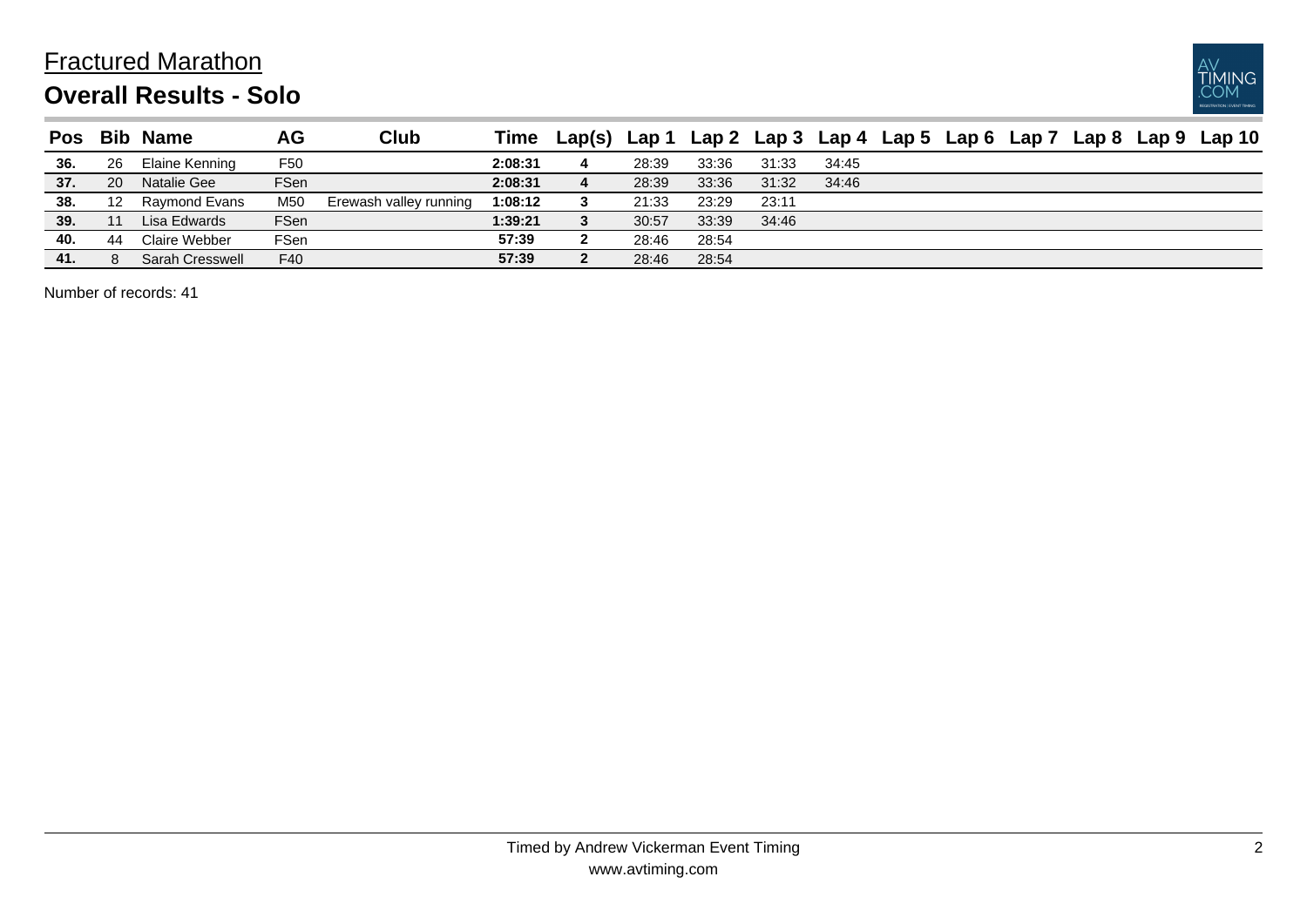# Fractured Marathon

## Overall Results - Solo

| Pos | Bib | Name | AG | Club | Time | Lap(s) | Lap 1 | Lap 2 | Lap 3 | Lap 4 | Lap 5 | Lap 6 | Lap 7 | Lap 8 | Lap 9 | Lap 10 |
|---|---|---|---|---|---|---|---|---|---|---|---|---|---|---|---|---|
| 36. | 26 | Elaine Kenning | F50 | | **2:08:31** | **4** | 28:39 | 33:36 | 31:33 | 34:45 | | | | | | |
| 37. | 20 | Natalie Gee | FSen | | **2:08:31** | **4** | 28:39 | 33:36 | 31:32 | 34:46 | | | | | | |
| 38. | 12 | Raymond Evans | M50 | Erewash valley running | **1:08:12** | **3** | 21:33 | 23:29 | 23:11 | | | | | | | |
| 39. | 11 | Lisa Edwards | FSen | | **1:39:21** | **3** | 30:57 | 33:39 | 34:46 | | | | | | | |
| 40. | 44 | Claire Webber | FSen | | **57:39** | **2** | 28:46 | 28:54 | | | | | | | | |
| 41. | 8 | Sarah Cresswell | F40 | | **57:39** | **2** | 28:46 | 28:54 | | | | | | | | |

Number of records: 41

Timed by Andrew Vickerman Event Timing
www.avtiming.com